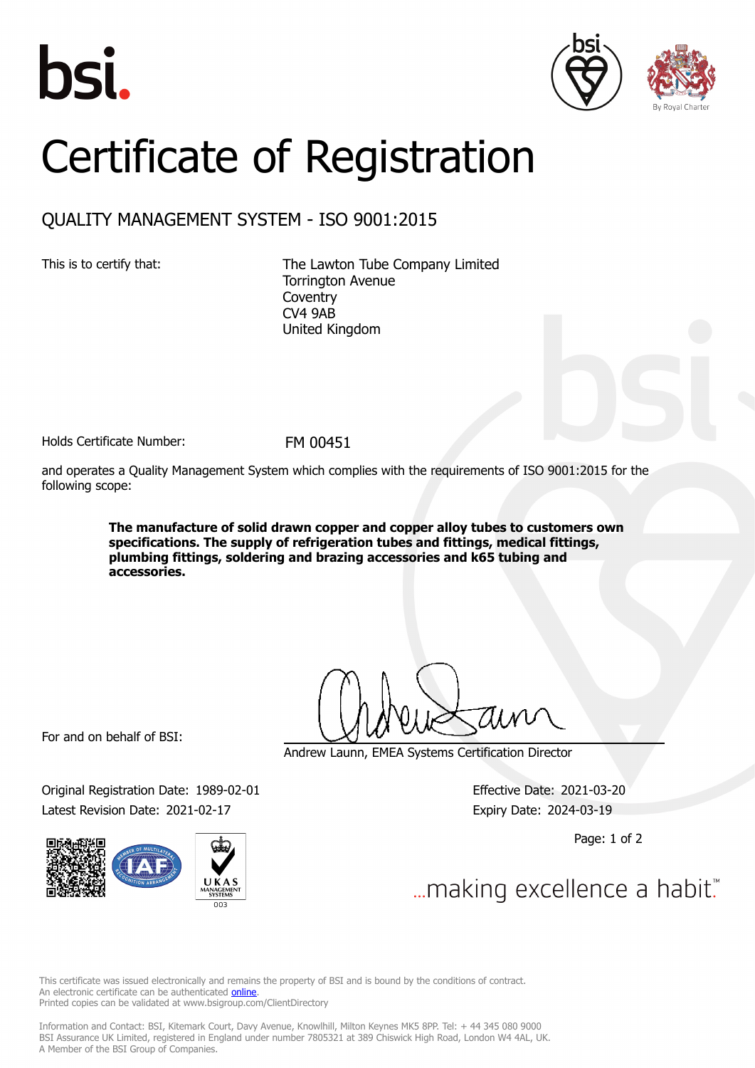# Certificate of Registration

## QUALITY MANAGEMENT SYSTEM - ISO 9001:2015

This is to certify that:

The Lawton Tube Company Limited
Torrington Avenue
Coventry
CV4 9AB
United Kingdom

Holds Certificate Number: FM 00451

and operates a Quality Management System which complies with the requirements of ISO 9001:2015 for the following scope:

**The manufacture of solid drawn copper and copper alloy tubes to customers own specifications. The supply of refrigeration tubes and fittings, medical fittings, plumbing fittings, soldering and brazing accessories and k65 tubing and accessories.**

For and on behalf of BSI:

Andrew Launn, EMEA Systems Certification Director

Original Registration Date: 1989-02-01
Latest Revision Date: 2021-02-17

Effective Date: 2021-03-20
Expiry Date: 2024-03-19

...making excellence a habit.™

This certificate was issued electronically and remains the property of BSI and is bound by the conditions of contract.
An electronic certificate can be authenticated online.
Printed copies can be validated at www.bsigroup.com/ClientDirectory

Information and Contact: BSI, Kitemark Court, Davy Avenue, Knowlhill, Milton Keynes MK5 8PP. Tel: + 44 345 080 9000
BSI Assurance UK Limited, registered in England under number 7805321 at 389 Chiswick High Road, London W4 4AL, UK.
A Member of the BSI Group of Companies.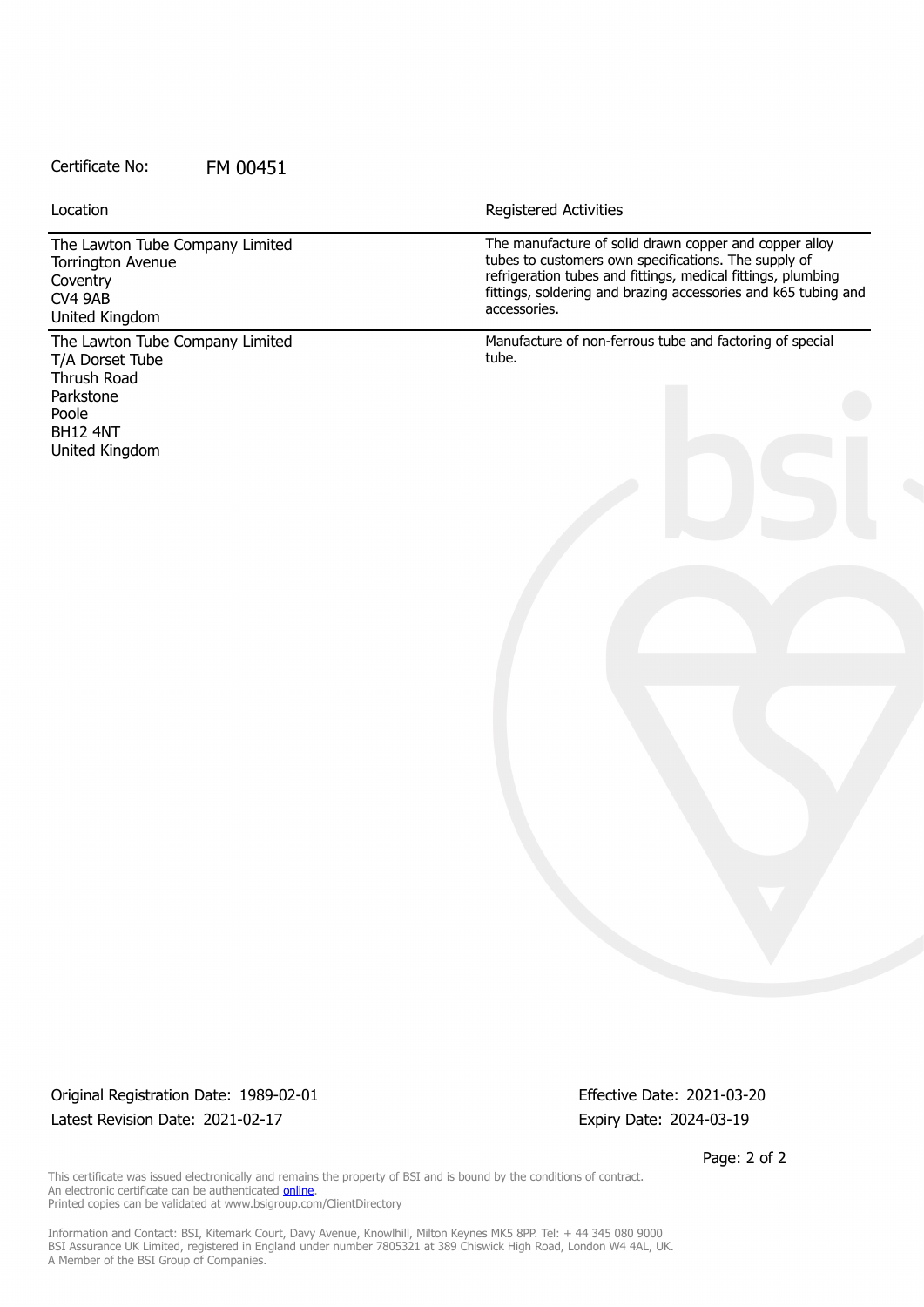Certificate No: FM 00451

| Location | Registered Activities |
| --- | --- |
| The Lawton Tube Company Limited<br>Torrington Avenue<br>Coventry<br>CV4 9AB<br>United Kingdom | The manufacture of solid drawn copper and copper alloy tubes to customers own specifications. The supply of refrigeration tubes and fittings, medical fittings, plumbing fittings, soldering and brazing accessories and k65 tubing and accessories. |
| The Lawton Tube Company Limited<br>T/A Dorset Tube<br>Thrush Road<br>Parkstone<br>Poole<br>BH12 4NT<br>United Kingdom | Manufacture of non-ferrous tube and factoring of special tube. |

Original Registration Date: 1989-02-01

Latest Revision Date: 2021-02-17

Effective Date: 2021-03-20

Expiry Date: 2024-03-19

This certificate was issued electronically and remains the property of BSI and is bound by the conditions of contract.
An electronic certificate can be authenticated online.
Printed copies can be validated at www.bsigroup.com/ClientDirectory

Information and Contact: BSI, Kitemark Court, Davy Avenue, Knowlhill, Milton Keynes MK5 8PP. Tel: + 44 345 080 9000
BSI Assurance UK Limited, registered in England under number 7805321 at 389 Chiswick High Road, London W4 4AL, UK.
A Member of the BSI Group of Companies.